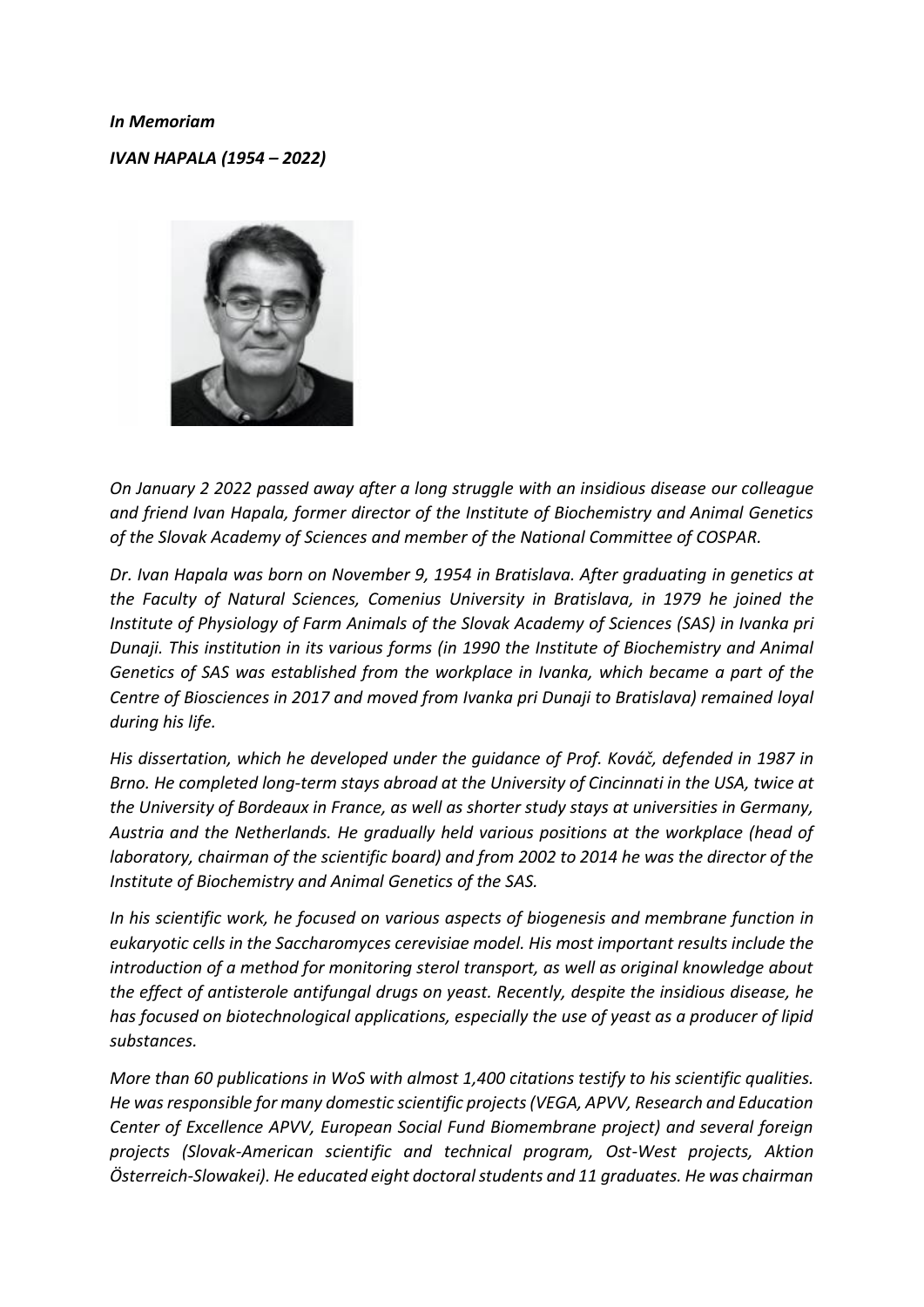***In Memoriam***

***IVAN HAPALA (1954 – 2022)***

*On January 2 2022 passed away after a long struggle with an insidious disease our colleague and friend Ivan Hapala, former director of the Institute of Biochemistry and Animal Genetics of the Slovak Academy of Sciences and member of the National Committee of COSPAR.*

*Dr. Ivan Hapala was born on November 9, 1954 in Bratislava. After graduating in genetics at the Faculty of Natural Sciences, Comenius University in Bratislava, in 1979 he joined the Institute of Physiology of Farm Animals of the Slovak Academy of Sciences (SAS) in Ivanka pri Dunaji. This institution in its various forms (in 1990 the Institute of Biochemistry and Animal Genetics of SAS was established from the workplace in Ivanka, which became a part of the Centre of Biosciences in 2017 and moved from Ivanka pri Dunaji to Bratislava) remained loyal during his life.*

*His dissertation, which he developed under the guidance of Prof. Kováč, defended in 1987 in Brno. He completed long-term stays abroad at the University of Cincinnati in the USA, twice at the University of Bordeaux in France, as well as shorter study stays at universities in Germany, Austria and the Netherlands. He gradually held various positions at the workplace (head of laboratory, chairman of the scientific board) and from 2002 to 2014 he was the director of the Institute of Biochemistry and Animal Genetics of the SAS.*

*In his scientific work, he focused on various aspects of biogenesis and membrane function in eukaryotic cells in the Saccharomyces cerevisiae model. His most important results include the introduction of a method for monitoring sterol transport, as well as original knowledge about the effect of antisterole antifungal drugs on yeast. Recently, despite the insidious disease, he has focused on biotechnological applications, especially the use of yeast as a producer of lipid substances.*

*More than 60 publications in WoS with almost 1,400 citations testify to his scientific qualities. He was responsible for many domestic scientific projects (VEGA, APVV, Research and Education Center of Excellence APVV, European Social Fund Biomembrane project) and several foreign projects (Slovak-American scientific and technical program, Ost-West projects, Aktion Österreich-Slowakei). He educated eight doctoral students and 11 graduates. He was chairman*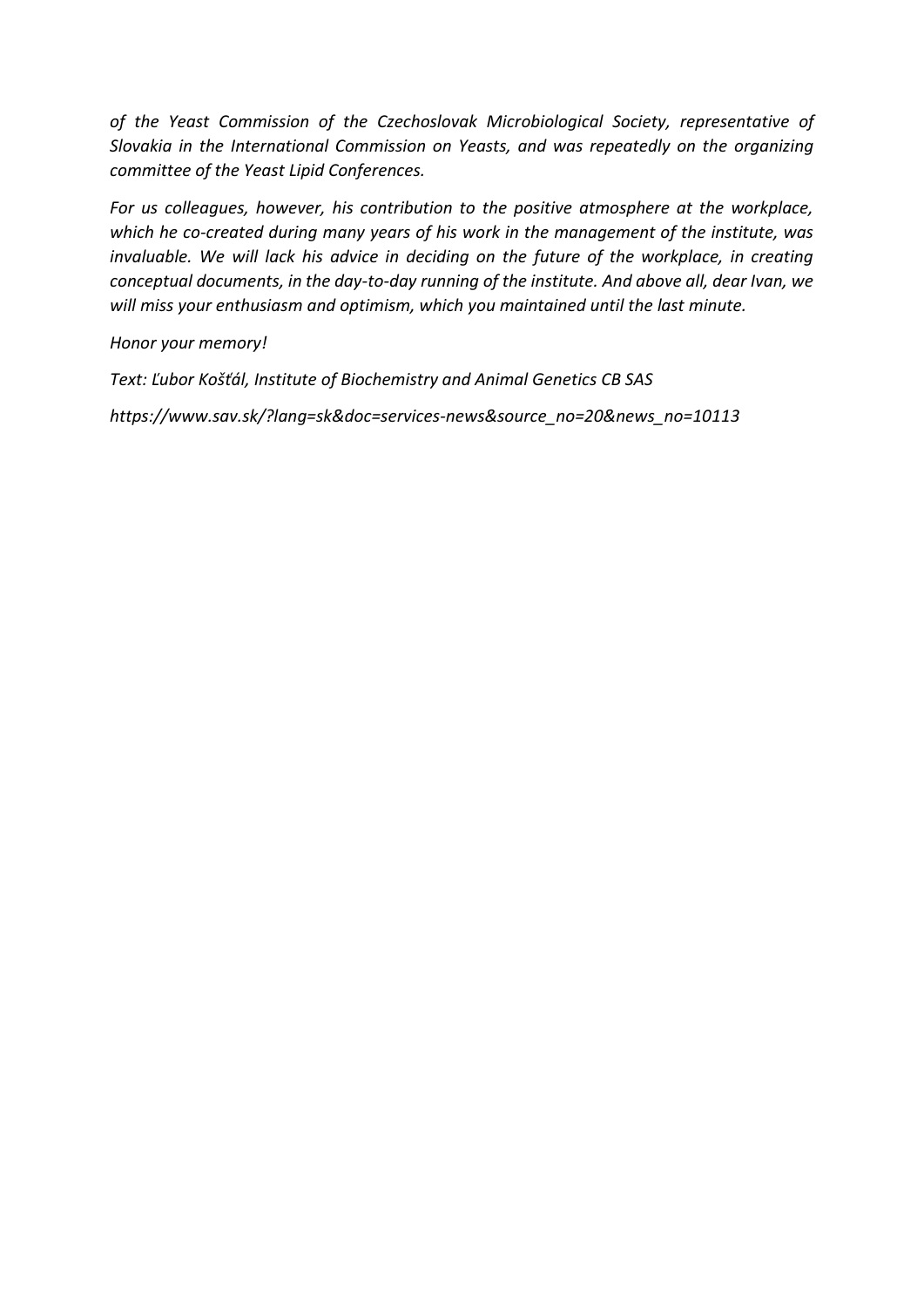*of the Yeast Commission of the Czechoslovak Microbiological Society, representative of Slovakia in the International Commission on Yeasts, and was repeatedly on the organizing committee of the Yeast Lipid Conferences.*

*For us colleagues, however, his contribution to the positive atmosphere at the workplace, which he co-created during many years of his work in the management of the institute, was invaluable. We will lack his advice in deciding on the future of the workplace, in creating conceptual documents, in the day-to-day running of the institute. And above all, dear Ivan, we will miss your enthusiasm and optimism, which you maintained until the last minute.*

*Honor your memory!*

*Text: Ľubor Košťál, Institute of Biochemistry and Animal Genetics CB SAS*

*https://www.sav.sk/?lang=sk&doc=services-news&source_no=20&news_no=10113*